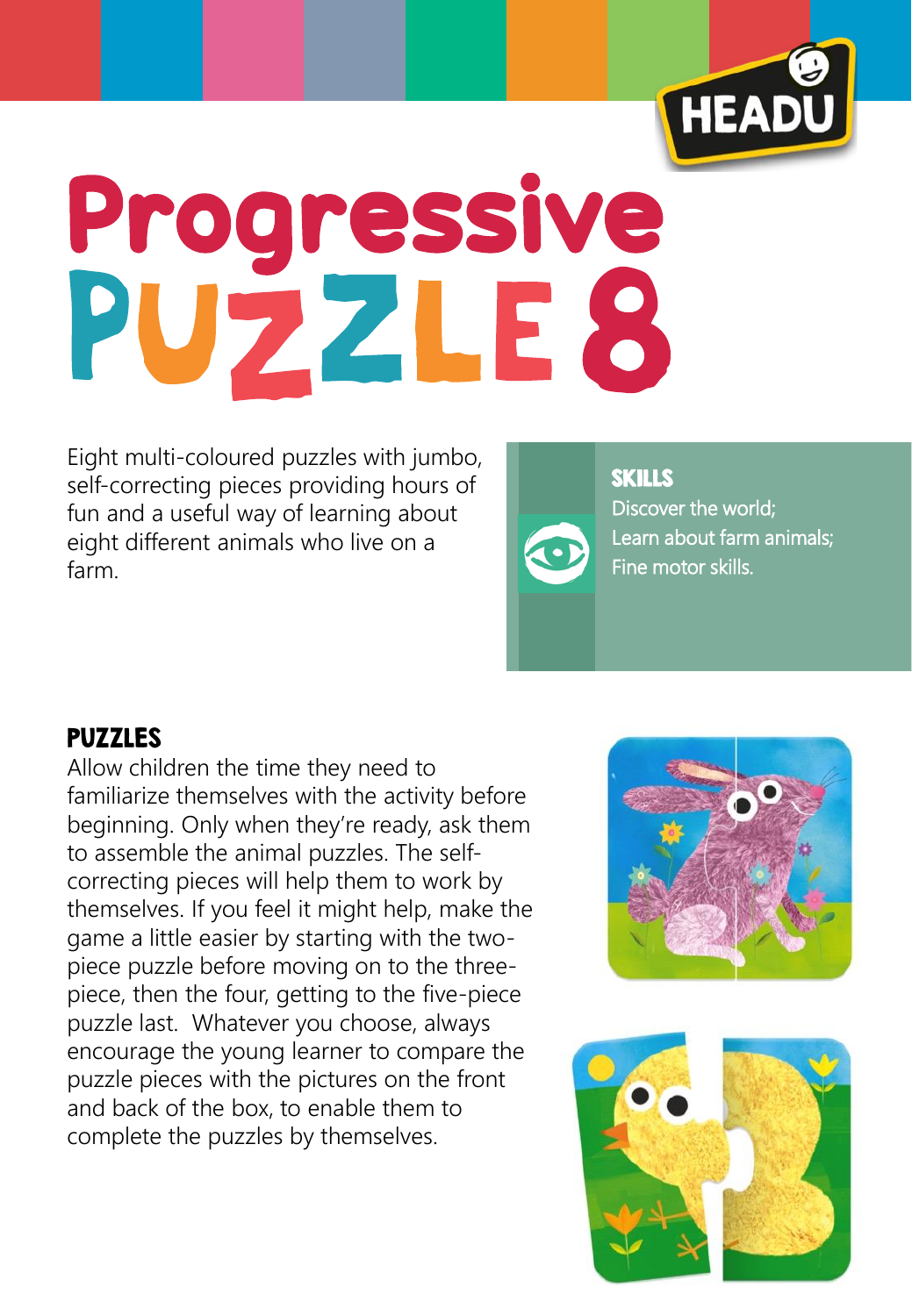HEADU

# Progressive PUZZLE 8

Eight multi-coloured puzzles with jumbo, self-correcting pieces providing hours of fun and a useful way of learning about eight different animals who live on a farm.

**SKILLS**
Discover the world;
Learn about farm animals;
Fine motor skills.

## PUZZLES

Allow children the time they need to familiarize themselves with the activity before beginning. Only when they're ready, ask them to assemble the animal puzzles. The self-correcting pieces will help them to work by themselves. If you feel it might help, make the game a little easier by starting with the two-piece puzzle before moving on to the three-piece, then the four, getting to the five-piece puzzle last. Whatever you choose, always encourage the young learner to compare the puzzle pieces with the pictures on the front and back of the box, to enable them to complete the puzzles by themselves.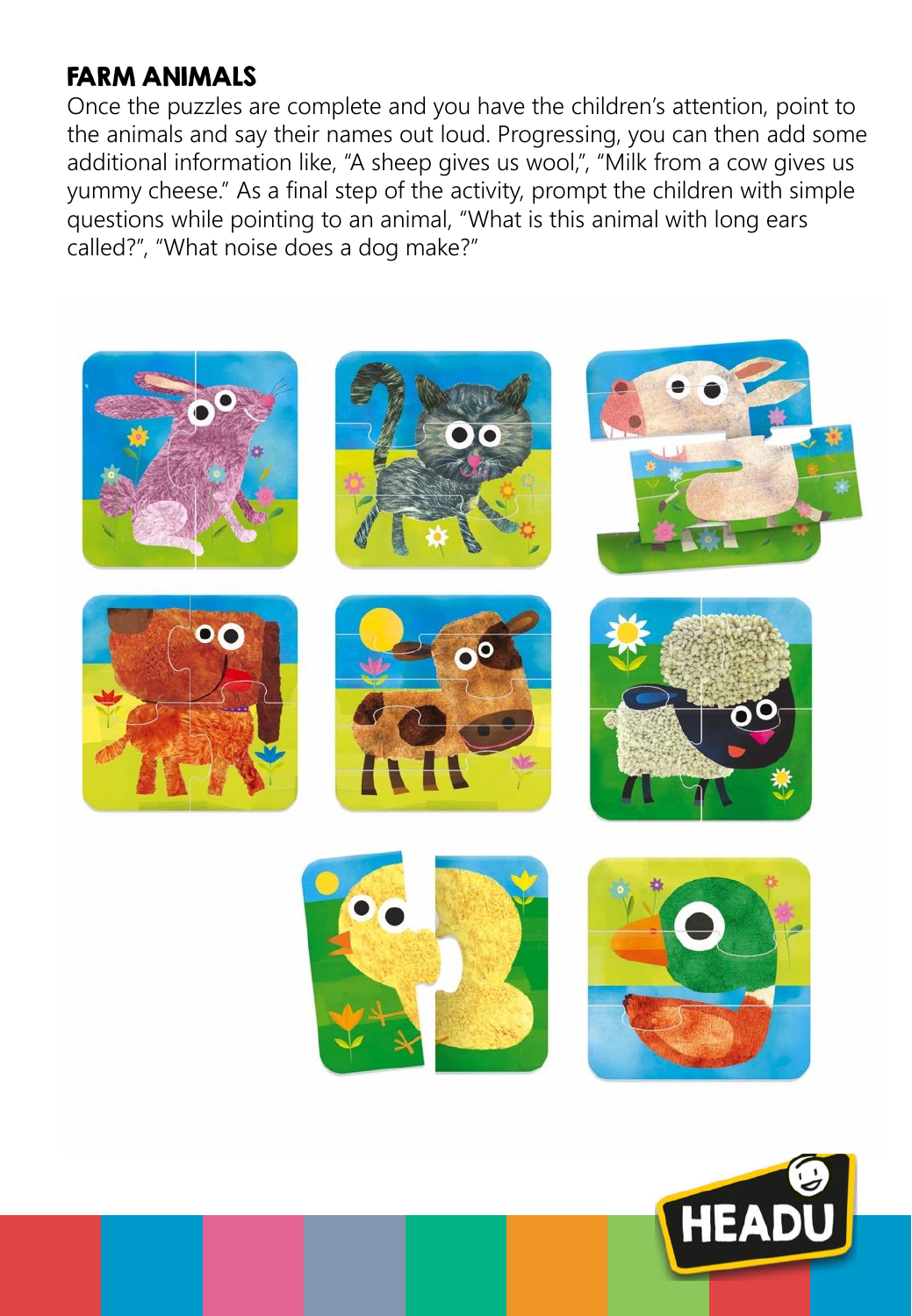## FARM ANIMALS

Once the puzzles are complete and you have the children's attention, point to the animals and say their names out loud. Progressing, you can then add some additional information like, "A sheep gives us wool,", "Milk from a cow gives us yummy cheese." As a final step of the activity, prompt the children with simple questions while pointing to an animal, "What is this animal with long ears called?", "What noise does a dog make?"